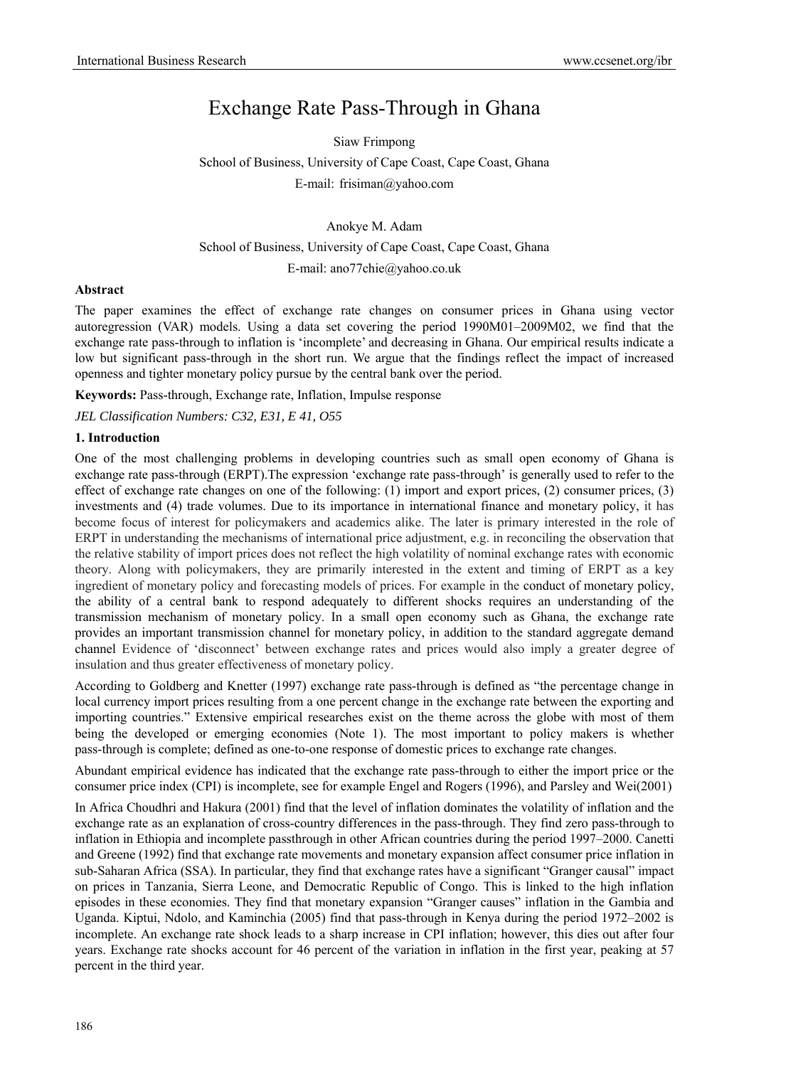# Exchange Rate Pass-Through in Ghana

Siaw Frimpong

School of Business, University of Cape Coast, Cape Coast, Ghana

E-mail: frisiman@yahoo.com

Anokye M. Adam

School of Business, University of Cape Coast, Cape Coast, Ghana

E-mail: ano77chie@yahoo.co.uk

**Abstract**

The paper examines the effect of exchange rate changes on consumer prices in Ghana using vector autoregression (VAR) models. Using a data set covering the period 1990M01–2009M02, we find that the exchange rate pass-through to inflation is 'incomplete' and decreasing in Ghana. Our empirical results indicate a low but significant pass-through in the short run. We argue that the findings reflect the impact of increased openness and tighter monetary policy pursue by the central bank over the period.

**Keywords:** Pass-through, Exchange rate, Inflation, Impulse response

*JEL Classification Numbers: C32, E31, E 41, O55*

## 1. Introduction

One of the most challenging problems in developing countries such as small open economy of Ghana is exchange rate pass-through (ERPT).The expression 'exchange rate pass-through' is generally used to refer to the effect of exchange rate changes on one of the following: (1) import and export prices, (2) consumer prices, (3) investments and (4) trade volumes. Due to its importance in international finance and monetary policy, it has become focus of interest for policymakers and academics alike. The later is primary interested in the role of ERPT in understanding the mechanisms of international price adjustment, e.g. in reconciling the observation that the relative stability of import prices does not reflect the high volatility of nominal exchange rates with economic theory. Along with policymakers, they are primarily interested in the extent and timing of ERPT as a key ingredient of monetary policy and forecasting models of prices. For example in the conduct of monetary policy, the ability of a central bank to respond adequately to different shocks requires an understanding of the transmission mechanism of monetary policy. In a small open economy such as Ghana, the exchange rate provides an important transmission channel for monetary policy, in addition to the standard aggregate demand channel Evidence of 'disconnect' between exchange rates and prices would also imply a greater degree of insulation and thus greater effectiveness of monetary policy.

According to Goldberg and Knetter (1997) exchange rate pass-through is defined as "the percentage change in local currency import prices resulting from a one percent change in the exchange rate between the exporting and importing countries." Extensive empirical researches exist on the theme across the globe with most of them being the developed or emerging economies (Note 1). The most important to policy makers is whether pass-through is complete; defined as one-to-one response of domestic prices to exchange rate changes.

Abundant empirical evidence has indicated that the exchange rate pass-through to either the import price or the consumer price index (CPI) is incomplete, see for example Engel and Rogers (1996), and Parsley and Wei(2001)

In Africa Choudhri and Hakura (2001) find that the level of inflation dominates the volatility of inflation and the exchange rate as an explanation of cross-country differences in the pass-through. They find zero pass-through to inflation in Ethiopia and incomplete passthrough in other African countries during the period 1997–2000. Canetti and Greene (1992) find that exchange rate movements and monetary expansion affect consumer price inflation in sub-Saharan Africa (SSA). In particular, they find that exchange rates have a significant "Granger causal" impact on prices in Tanzania, Sierra Leone, and Democratic Republic of Congo. This is linked to the high inflation episodes in these economies. They find that monetary expansion "Granger causes" inflation in the Gambia and Uganda. Kiptui, Ndolo, and Kaminchia (2005) find that pass-through in Kenya during the period 1972–2002 is incomplete. An exchange rate shock leads to a sharp increase in CPI inflation; however, this dies out after four years. Exchange rate shocks account for 46 percent of the variation in inflation in the first year, peaking at 57 percent in the third year.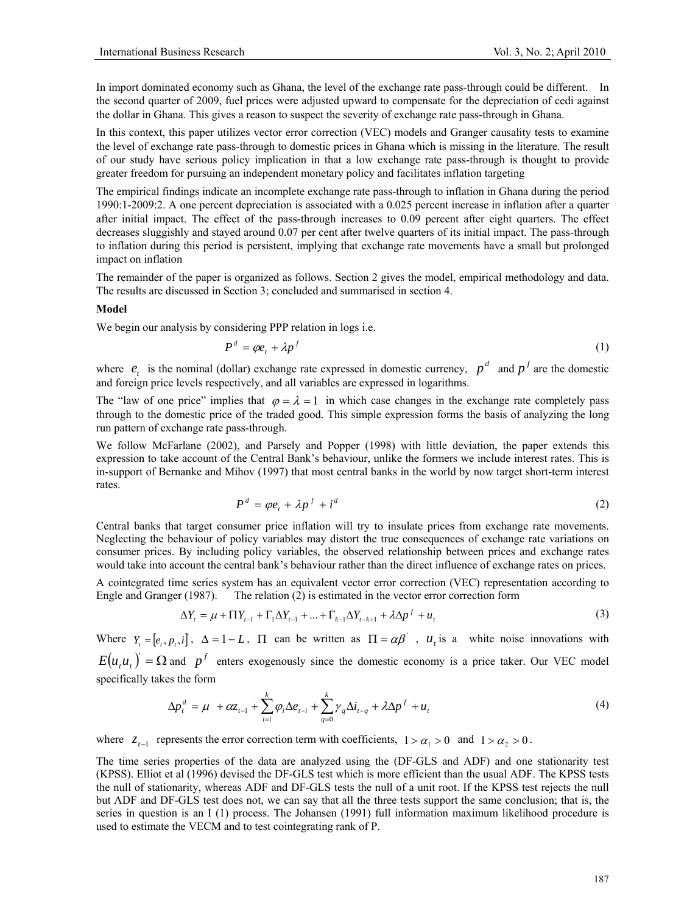In import dominated economy such as Ghana, the level of the exchange rate pass-through could be different. In the second quarter of 2009, fuel prices were adjusted upward to compensate for the depreciation of cedi against the dollar in Ghana. This gives a reason to suspect the severity of exchange rate pass-through in Ghana.

In this context, this paper utilizes vector error correction (VEC) models and Granger causality tests to examine the level of exchange rate pass-through to domestic prices in Ghana which is missing in the literature. The result of our study have serious policy implication in that a low exchange rate pass-through is thought to provide greater freedom for pursuing an independent monetary policy and facilitates inflation targeting

The empirical findings indicate an incomplete exchange rate pass-through to inflation in Ghana during the period 1990:1-2009:2. A one percent depreciation is associated with a 0.025 percent increase in inflation after a quarter after initial impact. The effect of the pass-through increases to 0.09 percent after eight quarters. The effect decreases sluggishly and stayed around 0.07 per cent after twelve quarters of its initial impact. The pass-through to inflation during this period is persistent, implying that exchange rate movements have a small but prolonged impact on inflation

The remainder of the paper is organized as follows. Section 2 gives the model, empirical methodology and data. The results are discussed in Section 3; concluded and summarised in section 4.

**Model**

We begin our analysis by considering PPP relation in logs i.e.

$$P^d = \varphi e_t + \lambda p^f \tag{1}$$

where $e_t$ is the nominal (dollar) exchange rate expressed in domestic currency, $p^d$ and $p^f$ are the domestic and foreign price levels respectively, and all variables are expressed in logarithms.

The "law of one price" implies that $\varphi = \lambda = 1$ in which case changes in the exchange rate completely pass through to the domestic price of the traded good. This simple expression forms the basis of analyzing the long run pattern of exchange rate pass-through.

We follow McFarlane (2002), and Parsely and Popper (1998) with little deviation, the paper extends this expression to take account of the Central Bank's behaviour, unlike the formers we include interest rates. This is in-support of Bernanke and Mihov (1997) that most central banks in the world by now target short-term interest rates.

$$P^d = \varphi e_t + \lambda p^f + i^d \tag{2}$$

Central banks that target consumer price inflation will try to insulate prices from exchange rate movements. Neglecting the behaviour of policy variables may distort the true consequences of exchange rate variations on consumer prices. By including policy variables, the observed relationship between prices and exchange rates would take into account the central bank's behaviour rather than the direct influence of exchange rates on prices.

A cointegrated time series system has an equivalent vector error correction (VEC) representation according to Engle and Granger (1987). The relation (2) is estimated in the vector error correction form

$$\Delta Y_t = \mu + \Pi Y_{t-1} + \Gamma_1 \Delta Y_{t-1} + \ldots + \Gamma_{k-1} \Delta Y_{t-k+1} + \lambda \Delta p^f + u_t \tag{3}$$

Where $Y_t = [e_t, p_t, i]$, $\Delta = 1 - L$, $\Pi$ can be written as $\Pi = \alpha \beta'$, $u_t$ is a white noise innovations with $E(u_t u_t)' = \Omega$ and $p^f$ enters exogenously since the domestic economy is a price taker. Our VEC model specifically takes the form

$$\Delta p_t^d = \mu + \alpha z_{t-1} + \sum_{i=1}^{k} \varphi_i \Delta e_{t-i} + \sum_{q=0}^{k} \gamma_q \Delta i_{t-q} + \lambda \Delta p^f + u_t \tag{4}$$

where $z_{t-1}$ represents the error correction term with coefficients, $1 > \alpha_1 > 0$ and $1 > \alpha_2 > 0$.

The time series properties of the data are analyzed using the (DF-GLS and ADF) and one stationarity test (KPSS). Elliot et al (1996) devised the DF-GLS test which is more efficient than the usual ADF. The KPSS tests the null of stationarity, whereas ADF and DF-GLS tests the null of a unit root. If the KPSS test rejects the null but ADF and DF-GLS test does not, we can say that all the three tests support the same conclusion; that is, the series in question is an I (1) process. The Johansen (1991) full information maximum likelihood procedure is used to estimate the VECM and to test cointegrating rank of P.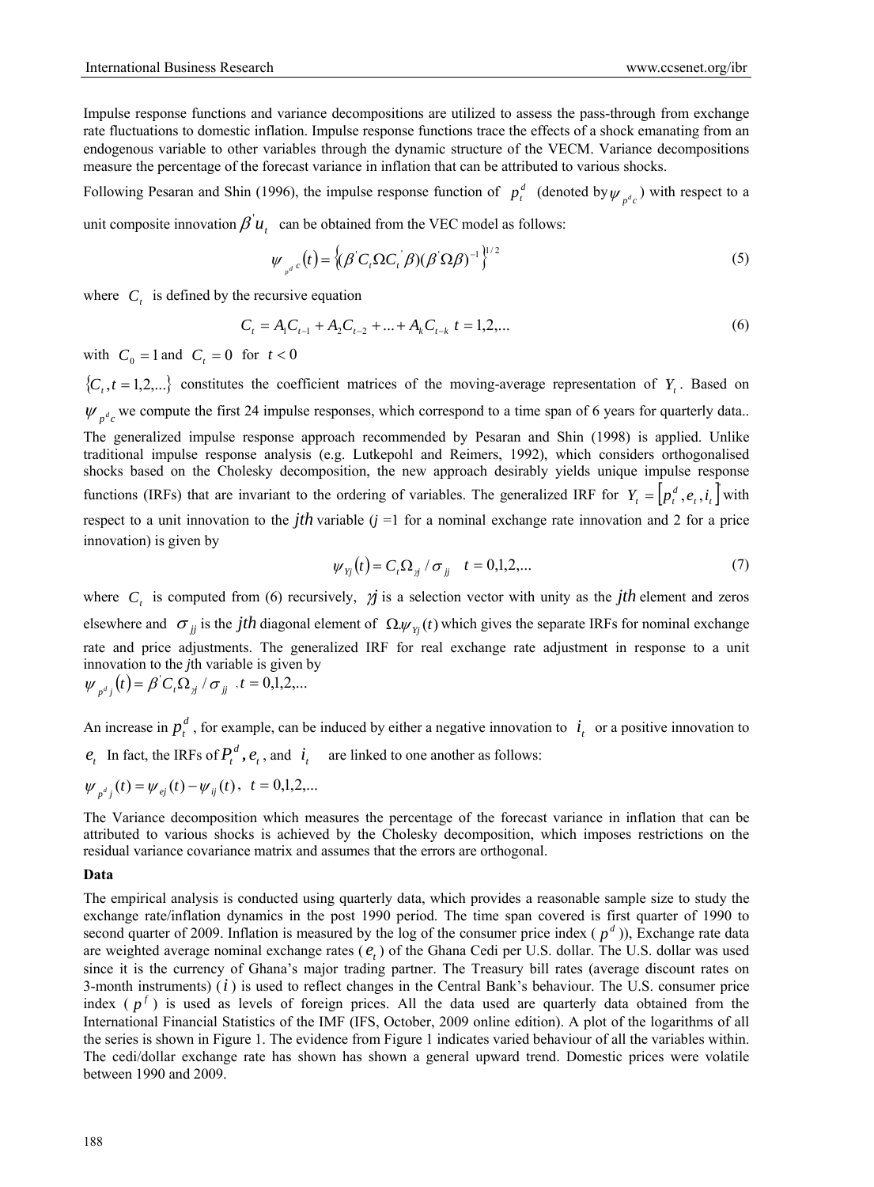Impulse response functions and variance decompositions are utilized to assess the pass-through from exchange rate fluctuations to domestic inflation. Impulse response functions trace the effects of a shock emanating from an endogenous variable to other variables through the dynamic structure of the VECM. Variance decompositions measure the percentage of the forecast variance in inflation that can be attributed to various shocks.

Following Pesaran and Shin (1996), the impulse response function of $p_t^d$ (denoted by $\psi_{p^d c}$) with respect to a unit composite innovation $\beta' u_t$ can be obtained from the VEC model as follows:

$$\psi_{p^d c}(t) = \left\{ (\beta' C_t \Omega C_t' \beta)(\beta' \Omega \beta)^{-1} \right\}^{1/2} \tag{5}$$

where $C_t$ is defined by the recursive equation

$$C_t = A_1 C_{t-1} + A_2 C_{t-2} + ... + A_k C_{t-k} \quad t = 1,2,... \tag{6}$$

with $C_0 = 1$ and $C_t = 0$ for $t < 0$

$\{C_t, t = 1,2,...\}$ constitutes the coefficient matrices of the moving-average representation of $Y_t$. Based on $\psi_{p^d c}$ we compute the first 24 impulse responses, which correspond to a time span of 6 years for quarterly data.. The generalized impulse response approach recommended by Pesaran and Shin (1998) is applied. Unlike traditional impulse response analysis (e.g. Lutkepohl and Reimers, 1992), which considers orthogonalised shocks based on the Cholesky decomposition, the new approach desirably yields unique impulse response functions (IRFs) that are invariant to the ordering of variables. The generalized IRF for $Y_t = \left[p_t^d, e_t, i_t\right]'$ with respect to a unit innovation to the $jth$ variable ($j$ =1 for a nominal exchange rate innovation and 2 for a price innovation) is given by

$$\psi_{Yj}(t) = C_t \Omega_{\gamma j} / \sigma_{jj} \quad t = 0,1,2,... \tag{7}$$

where $C_t$ is computed from (6) recursively, $\gamma j$ is a selection vector with unity as the $jth$ element and zeros elsewhere and $\sigma_{jj}$ is the $jth$ diagonal element of $\Omega.\psi_{Yj}(t)$ which gives the separate IRFs for nominal exchange rate and price adjustments. The generalized IRF for real exchange rate adjustment in response to a unit innovation to the $j$th variable is given by

$\psi_{p^d j}(t) = \beta' C_t \Omega_{\gamma j} / \sigma_{jj} \;, t = 0,1,2,...$

An increase in $p_t^d$, for example, can be induced by either a negative innovation to $i_t$ or a positive innovation to $e_t$ In fact, the IRFs of $P_t^d$, $e_t$, and $i_t$ are linked to one another as follows:

$\psi_{p^d j}(t) = \psi_{ej}(t) - \psi_{ij}(t), \; t = 0,1,2,...$

The Variance decomposition which measures the percentage of the forecast variance in inflation that can be attributed to various shocks is achieved by the Cholesky decomposition, which imposes restrictions on the residual variance covariance matrix and assumes that the errors are orthogonal.

**Data**

The empirical analysis is conducted using quarterly data, which provides a reasonable sample size to study the exchange rate/inflation dynamics in the post 1990 period. The time span covered is first quarter of 1990 to second quarter of 2009. Inflation is measured by the log of the consumer price index ($p^d$)), Exchange rate data are weighted average nominal exchange rates ($e_t$) of the Ghana Cedi per U.S. dollar. The U.S. dollar was used since it is the currency of Ghana's major trading partner. The Treasury bill rates (average discount rates on 3-month instruments) ($i$) is used to reflect changes in the Central Bank's behaviour. The U.S. consumer price index ($p^f$) is used as levels of foreign prices. All the data used are quarterly data obtained from the International Financial Statistics of the IMF (IFS, October, 2009 online edition). A plot of the logarithms of all the series is shown in Figure 1. The evidence from Figure 1 indicates varied behaviour of all the variables within. The cedi/dollar exchange rate has shown has shown a general upward trend. Domestic prices were volatile between 1990 and 2009.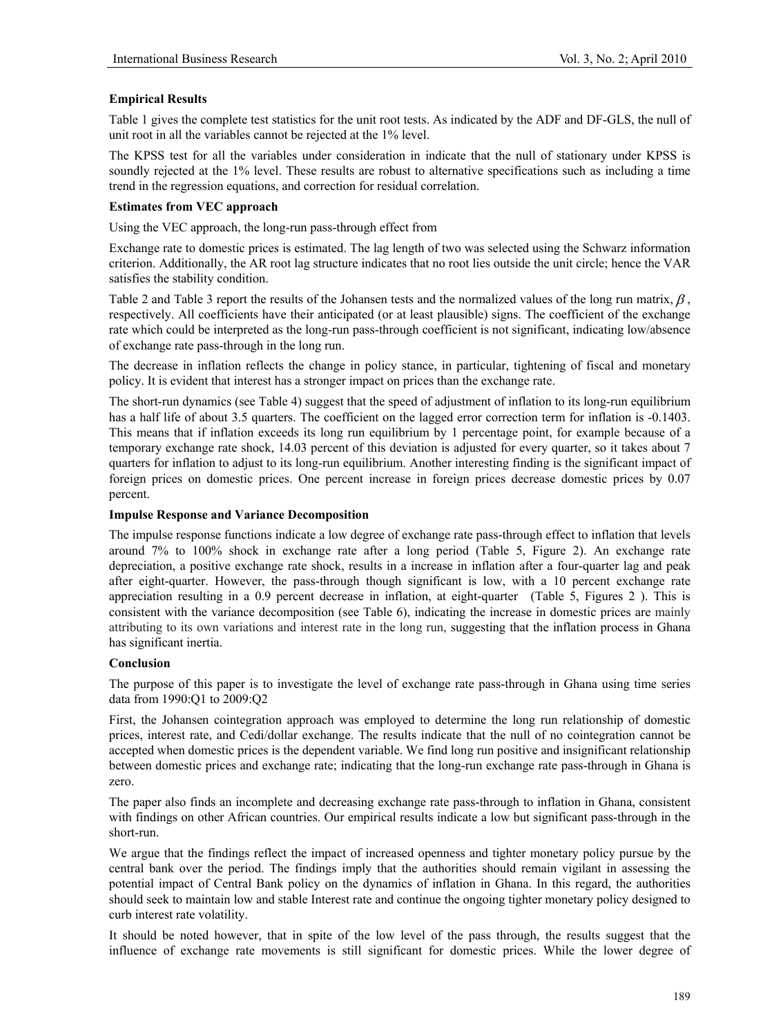**Empirical Results**

Table 1 gives the complete test statistics for the unit root tests. As indicated by the ADF and DF-GLS, the null of unit root in all the variables cannot be rejected at the 1% level.

The KPSS test for all the variables under consideration in indicate that the null of stationary under KPSS is soundly rejected at the 1% level. These results are robust to alternative specifications such as including a time trend in the regression equations, and correction for residual correlation.

**Estimates from VEC approach**

Using the VEC approach, the long-run pass-through effect from

Exchange rate to domestic prices is estimated. The lag length of two was selected using the Schwarz information criterion. Additionally, the AR root lag structure indicates that no root lies outside the unit circle; hence the VAR satisfies the stability condition.

Table 2 and Table 3 report the results of the Johansen tests and the normalized values of the long run matrix, $\beta$, respectively. All coefficients have their anticipated (or at least plausible) signs. The coefficient of the exchange rate which could be interpreted as the long-run pass-through coefficient is not significant, indicating low/absence of exchange rate pass-through in the long run.

The decrease in inflation reflects the change in policy stance, in particular, tightening of fiscal and monetary policy. It is evident that interest has a stronger impact on prices than the exchange rate.

The short-run dynamics (see Table 4) suggest that the speed of adjustment of inflation to its long-run equilibrium has a half life of about 3.5 quarters. The coefficient on the lagged error correction term for inflation is -0.1403. This means that if inflation exceeds its long run equilibrium by 1 percentage point, for example because of a temporary exchange rate shock, 14.03 percent of this deviation is adjusted for every quarter, so it takes about 7 quarters for inflation to adjust to its long-run equilibrium. Another interesting finding is the significant impact of foreign prices on domestic prices. One percent increase in foreign prices decrease domestic prices by 0.07 percent.

**Impulse Response and Variance Decomposition**

The impulse response functions indicate a low degree of exchange rate pass-through effect to inflation that levels around 7% to 100% shock in exchange rate after a long period (Table 5, Figure 2). An exchange rate depreciation, a positive exchange rate shock, results in a increase in inflation after a four-quarter lag and peak after eight-quarter. However, the pass-through though significant is low, with a 10 percent exchange rate appreciation resulting in a 0.9 percent decrease in inflation, at eight-quarter (Table 5, Figures 2 ). This is consistent with the variance decomposition (see Table 6), indicating the increase in domestic prices are mainly attributing to its own variations and interest rate in the long run, suggesting that the inflation process in Ghana has significant inertia.

**Conclusion**

The purpose of this paper is to investigate the level of exchange rate pass-through in Ghana using time series data from 1990:Q1 to 2009:Q2

First, the Johansen cointegration approach was employed to determine the long run relationship of domestic prices, interest rate, and Cedi/dollar exchange. The results indicate that the null of no cointegration cannot be accepted when domestic prices is the dependent variable. We find long run positive and insignificant relationship between domestic prices and exchange rate; indicating that the long-run exchange rate pass-through in Ghana is zero.

The paper also finds an incomplete and decreasing exchange rate pass-through to inflation in Ghana, consistent with findings on other African countries. Our empirical results indicate a low but significant pass-through in the short-run.

We argue that the findings reflect the impact of increased openness and tighter monetary policy pursue by the central bank over the period. The findings imply that the authorities should remain vigilant in assessing the potential impact of Central Bank policy on the dynamics of inflation in Ghana. In this regard, the authorities should seek to maintain low and stable Interest rate and continue the ongoing tighter monetary policy designed to curb interest rate volatility.

It should be noted however, that in spite of the low level of the pass through, the results suggest that the influence of exchange rate movements is still significant for domestic prices. While the lower degree of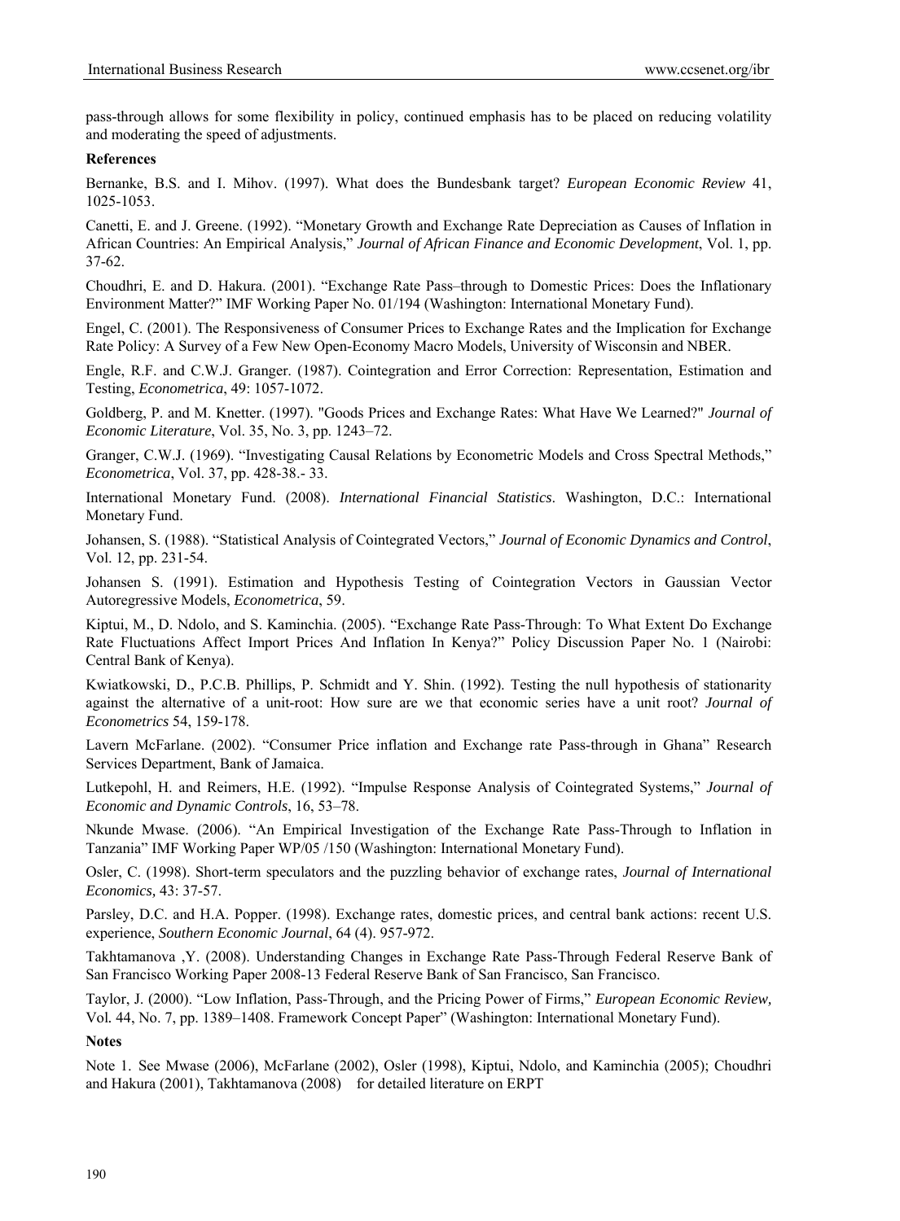pass-through allows for some flexibility in policy, continued emphasis has to be placed on reducing volatility and moderating the speed of adjustments.

**References**

Bernanke, B.S. and I. Mihov. (1997). What does the Bundesbank target? *European Economic Review* 41, 1025-1053.

Canetti, E. and J. Greene. (1992). "Monetary Growth and Exchange Rate Depreciation as Causes of Inflation in African Countries: An Empirical Analysis," *Journal of African Finance and Economic Development*, Vol. 1, pp. 37-62.

Choudhri, E. and D. Hakura. (2001). "Exchange Rate Pass–through to Domestic Prices: Does the Inflationary Environment Matter?" IMF Working Paper No. 01/194 (Washington: International Monetary Fund).

Engel, C. (2001). The Responsiveness of Consumer Prices to Exchange Rates and the Implication for Exchange Rate Policy: A Survey of a Few New Open-Economy Macro Models, University of Wisconsin and NBER.

Engle, R.F. and C.W.J. Granger. (1987). Cointegration and Error Correction: Representation, Estimation and Testing, *Econometrica*, 49: 1057-1072.

Goldberg, P. and M. Knetter. (1997). "Goods Prices and Exchange Rates: What Have We Learned?" *Journal of Economic Literature*, Vol. 35, No. 3, pp. 1243–72.

Granger, C.W.J. (1969). "Investigating Causal Relations by Econometric Models and Cross Spectral Methods," *Econometrica*, Vol. 37, pp. 428-38.- 33.

International Monetary Fund. (2008). *International Financial Statistics*. Washington, D.C.: International Monetary Fund.

Johansen, S. (1988). "Statistical Analysis of Cointegrated Vectors," *Journal of Economic Dynamics and Control*, Vol. 12, pp. 231-54.

Johansen S. (1991). Estimation and Hypothesis Testing of Cointegration Vectors in Gaussian Vector Autoregressive Models, *Econometrica*, 59.

Kiptui, M., D. Ndolo, and S. Kaminchia. (2005). "Exchange Rate Pass-Through: To What Extent Do Exchange Rate Fluctuations Affect Import Prices And Inflation In Kenya?" Policy Discussion Paper No. 1 (Nairobi: Central Bank of Kenya).

Kwiatkowski, D., P.C.B. Phillips, P. Schmidt and Y. Shin. (1992). Testing the null hypothesis of stationarity against the alternative of a unit-root: How sure are we that economic series have a unit root? *Journal of Econometrics* 54, 159-178.

Lavern McFarlane. (2002). "Consumer Price inflation and Exchange rate Pass-through in Ghana" Research Services Department, Bank of Jamaica.

Lutkepohl, H. and Reimers, H.E. (1992). "Impulse Response Analysis of Cointegrated Systems," *Journal of Economic and Dynamic Controls*, 16, 53–78.

Nkunde Mwase. (2006). "An Empirical Investigation of the Exchange Rate Pass-Through to Inflation in Tanzania" IMF Working Paper WP/05 /150 (Washington: International Monetary Fund).

Osler, C. (1998). Short-term speculators and the puzzling behavior of exchange rates, *Journal of International Economics,* 43: 37-57.

Parsley, D.C. and H.A. Popper. (1998). Exchange rates, domestic prices, and central bank actions: recent U.S. experience, *Southern Economic Journal*, 64 (4). 957-972.

Takhtamanova ,Y. (2008). Understanding Changes in Exchange Rate Pass-Through Federal Reserve Bank of San Francisco Working Paper 2008-13 Federal Reserve Bank of San Francisco, San Francisco.

Taylor, J. (2000). "Low Inflation, Pass-Through, and the Pricing Power of Firms," *European Economic Review,* Vol. 44, No. 7, pp. 1389–1408. Framework Concept Paper" (Washington: International Monetary Fund).

**Notes**

Note 1. See Mwase (2006), McFarlane (2002), Osler (1998), Kiptui, Ndolo, and Kaminchia (2005); Choudhri and Hakura (2001), Takhtamanova (2008) for detailed literature on ERPT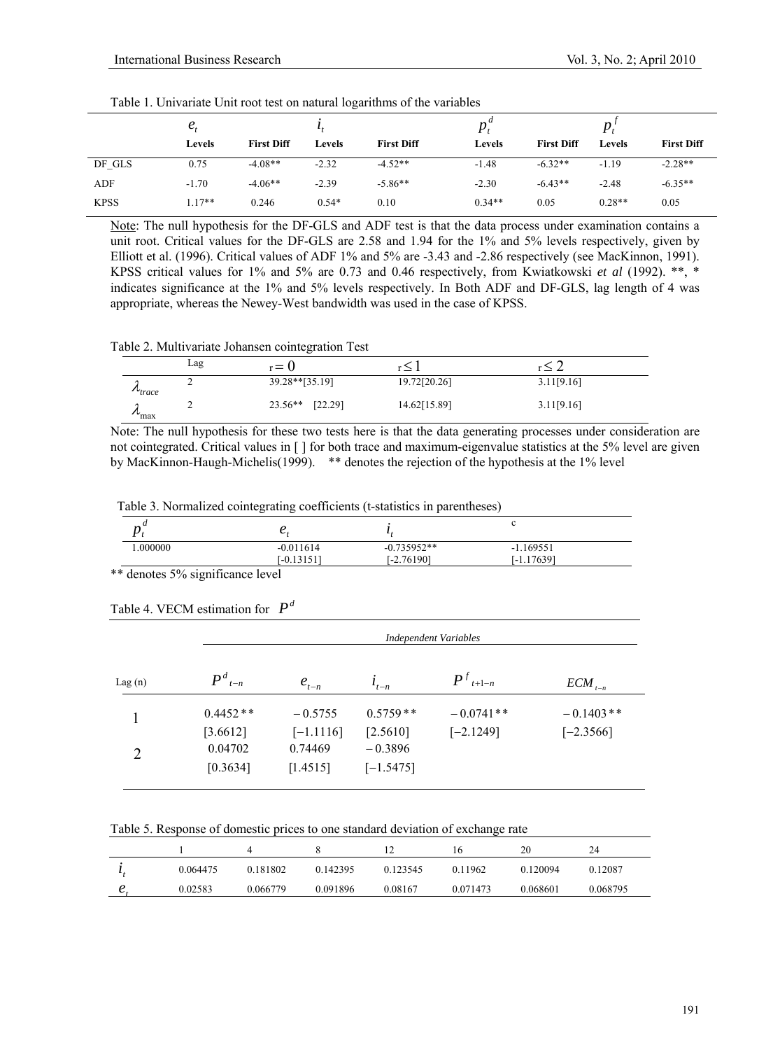Table 1. Univariate Unit root test on natural logarithms of the variables

| | $e_t$ | | $i_t$ | | $p_t^d$ | | $p_t^f$ | |
|---|---|---|---|---|---|---|---|---|
| | **Levels** | **First Diff** | **Levels** | **First Diff** | **Levels** | **First Diff** | **Levels** | **First Diff** |
| DF_GLS | 0.75 | -4.08** | -2.32 | -4.52** | -1.48 | -6.32** | -1.19 | -2.28** |
| ADF | -1.70 | -4.06** | -2.39 | -5.86** | -2.30 | -6.43** | -2.48 | -6.35** |
| KPSS | 1.17** | 0.246 | 0.54* | 0.10 | 0.34** | 0.05 | 0.28** | 0.05 |

Note: The null hypothesis for the DF-GLS and ADF test is that the data process under examination contains a unit root. Critical values for the DF-GLS are 2.58 and 1.94 for the 1% and 5% levels respectively, given by Elliott et al. (1996). Critical values of ADF 1% and 5% are -3.43 and -2.86 respectively (see MacKinnon, 1991). KPSS critical values for 1% and 5% are 0.73 and 0.46 respectively, from Kwiatkowski *et al* (1992). **, * indicates significance at the 1% and 5% levels respectively. In Both ADF and DF-GLS, lag length of 4 was appropriate, whereas the Newey-West bandwidth was used in the case of KPSS.

Table 2. Multivariate Johansen cointegration Test

| | Lag | $r = 0$ | $r \leq 1$ | $r \leq 2$ |
|---|---|---|---|---|
| $\lambda_{trace}$ | 2 | 39.28**[35.19] | 19.72[20.26] | 3.11[9.16] |
| $\lambda_{max}$ | 2 | 23.56** [22.29] | 14.62[15.89] | 3.11[9.16] |

Note: The null hypothesis for these two tests here is that the data generating processes under consideration are not cointegrated. Critical values in [ ] for both trace and maximum-eigenvalue statistics at the 5% level are given by MacKinnon-Haugh-Michelis(1999). ** denotes the rejection of the hypothesis at the 1% level

Table 3. Normalized cointegrating coefficients (t-statistics in parentheses)

| $p_t^d$ | $e_t$ | $i_t$ | c |
|---|---|---|---|
| 1.000000 | -0.011614 | -0.735952** | -1.169551 |
| | [-0.13151] | [-2.76190] | [-1.17639] |

** denotes 5% significance level

Table 4. VECM estimation for $P^d$

| | *Independent Variables* | | | | |
|---|---|---|---|---|---|
| Lag (n) | $P^d_{t-n}$ | $e_{t-n}$ | $i_{t-n}$ | $P^f_{t+1-n}$ | $ECM_{t-n}$ |
| 1 | $0.4452^{**}$ | $-0.5755$ | $0.5759^{**}$ | $-0.0741^{**}$ | $-0.1403^{**}$ |
| | [3.6612] | [−1.1116] | [2.5610] | [−2.1249] | [−2.3566] |
| 2 | 0.04702 | 0.74469 | $-0.3896$ | | |
| | [0.3634] | [1.4515] | [−1.5475] | | |

Table 5. Response of domestic prices to one standard deviation of exchange rate

| | 1 | 4 | 8 | 12 | 16 | 20 | 24 |
|---|---|---|---|---|---|---|---|
| $i_t$ | 0.064475 | 0.181802 | 0.142395 | 0.123545 | 0.11962 | 0.120094 | 0.12087 |
| $e_t$ | 0.02583 | 0.066779 | 0.091896 | 0.08167 | 0.071473 | 0.068601 | 0.068795 |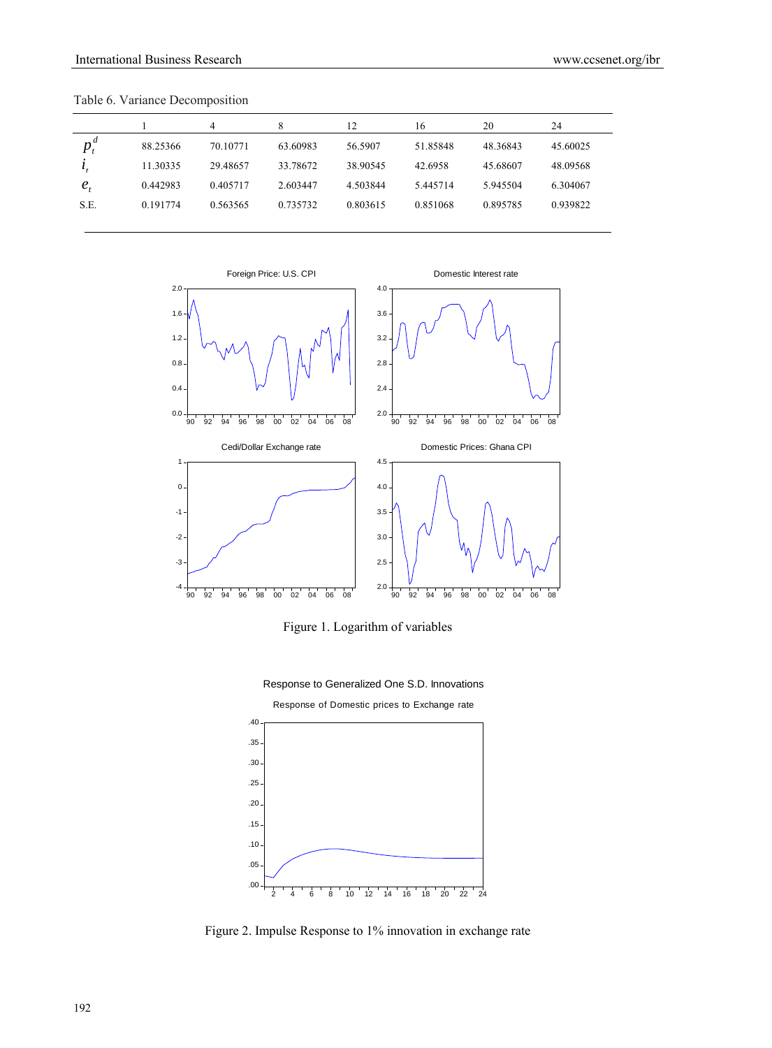Table 6. Variance Decomposition

| | 1 | 4 | 8 | 12 | 16 | 20 | 24 |
|---|---|---|---|---|---|---|---|
| $p_t^d$ | 88.25366 | 70.10771 | 63.60983 | 56.5907 | 51.85848 | 48.36843 | 45.60025 |
| $i_t$ | 11.30335 | 29.48657 | 33.78672 | 38.90545 | 42.6958 | 45.68607 | 48.09568 |
| $e_t$ | 0.442983 | 0.405717 | 2.603447 | 4.503844 | 5.445714 | 5.945504 | 6.304067 |
| S.E. | 0.191774 | 0.563565 | 0.735732 | 0.803615 | 0.851068 | 0.895785 | 0.939822 |

Foreign Price: U.S. CPI

2.0
1.6
1.2
0.8
0.4
0.0

90 92 94 96 98 00 02 04 06 08

Domestic Interest rate

4.0
3.6
3.2
2.8
2.4
2.0

90 92 94 96 98 00 02 04 06 08

Cedi/Dollar Exchange rate

1
0
-1
-2
-3
-4

90 92 94 96 98 00 02 04 06 08

Domestic Prices: Ghana CPI

4.5
4.0
3.5
3.0
2.5
2.0

90 92 94 96 98 00 02 04 06 08

Figure 1. Logarithm of variables

Response to Generalized One S.D. Innovations

Response of Domestic prices to Exchange rate

.40
.35
.30
.25
.20
.15
.10
.05
.00

2 4 6 8 10 12 14 16 18 20 22 24

Figure 2. Impulse Response to 1% innovation in exchange rate